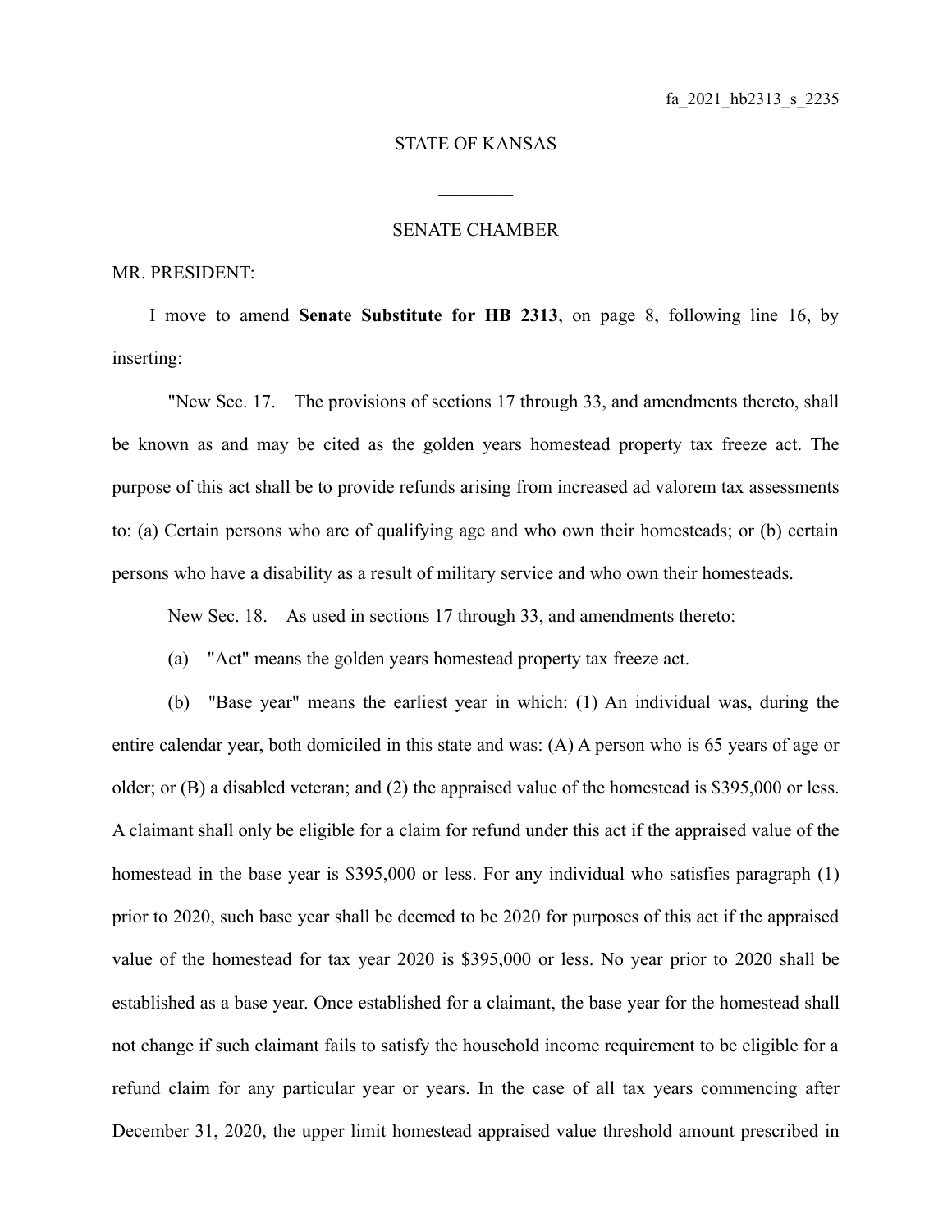fa_2021_hb2313_s_2235

STATE OF KANSAS

________

SENATE CHAMBER

MR. PRESIDENT:

I move to amend **Senate Substitute for HB 2313**, on page 8, following line 16, by inserting:

"New Sec. 17. The provisions of sections 17 through 33, and amendments thereto, shall be known as and may be cited as the golden years homestead property tax freeze act. The purpose of this act shall be to provide refunds arising from increased ad valorem tax assessments to: (a) Certain persons who are of qualifying age and who own their homesteads; or (b) certain persons who have a disability as a result of military service and who own their homesteads.

New Sec. 18. As used in sections 17 through 33, and amendments thereto:

(a) "Act" means the golden years homestead property tax freeze act.

(b) "Base year" means the earliest year in which: (1) An individual was, during the entire calendar year, both domiciled in this state and was: (A) A person who is 65 years of age or older; or (B) a disabled veteran; and (2) the appraised value of the homestead is $395,000 or less. A claimant shall only be eligible for a claim for refund under this act if the appraised value of the homestead in the base year is $395,000 or less. For any individual who satisfies paragraph (1) prior to 2020, such base year shall be deemed to be 2020 for purposes of this act if the appraised value of the homestead for tax year 2020 is $395,000 or less. No year prior to 2020 shall be established as a base year. Once established for a claimant, the base year for the homestead shall not change if such claimant fails to satisfy the household income requirement to be eligible for a refund claim for any particular year or years. In the case of all tax years commencing after December 31, 2020, the upper limit homestead appraised value threshold amount prescribed in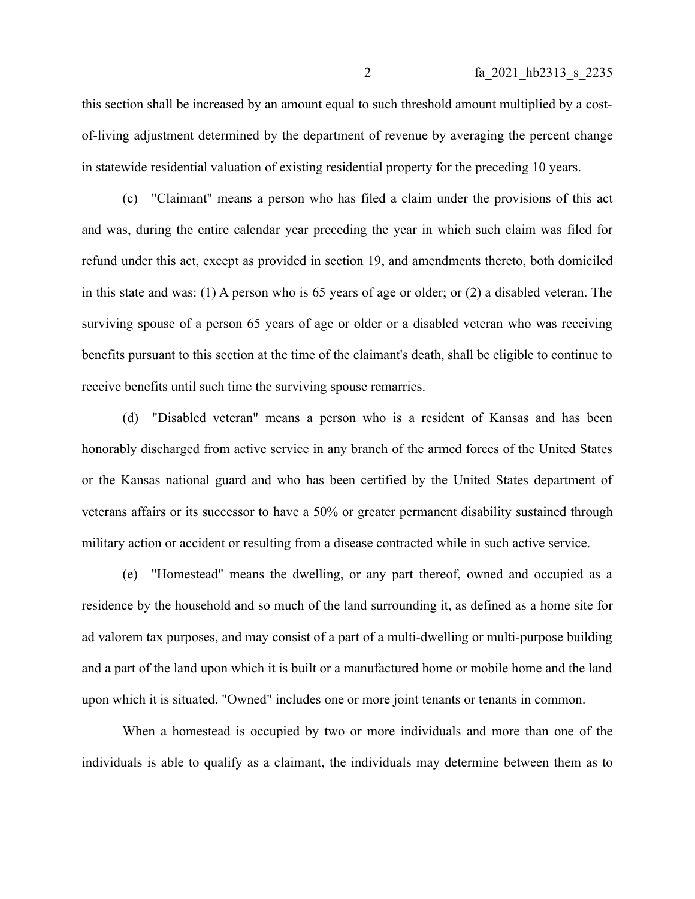this section shall be increased by an amount equal to such threshold amount multiplied by a cost-of-living adjustment determined by the department of revenue by averaging the percent change in statewide residential valuation of existing residential property for the preceding 10 years.

(c) "Claimant" means a person who has filed a claim under the provisions of this act and was, during the entire calendar year preceding the year in which such claim was filed for refund under this act, except as provided in section 19, and amendments thereto, both domiciled in this state and was: (1) A person who is 65 years of age or older; or (2) a disabled veteran. The surviving spouse of a person 65 years of age or older or a disabled veteran who was receiving benefits pursuant to this section at the time of the claimant's death, shall be eligible to continue to receive benefits until such time the surviving spouse remarries.

(d) "Disabled veteran" means a person who is a resident of Kansas and has been honorably discharged from active service in any branch of the armed forces of the United States or the Kansas national guard and who has been certified by the United States department of veterans affairs or its successor to have a 50% or greater permanent disability sustained through military action or accident or resulting from a disease contracted while in such active service.

(e) "Homestead" means the dwelling, or any part thereof, owned and occupied as a residence by the household and so much of the land surrounding it, as defined as a home site for ad valorem tax purposes, and may consist of a part of a multi-dwelling or multi-purpose building and a part of the land upon which it is built or a manufactured home or mobile home and the land upon which it is situated. "Owned" includes one or more joint tenants or tenants in common.

When a homestead is occupied by two or more individuals and more than one of the individuals is able to qualify as a claimant, the individuals may determine between them as to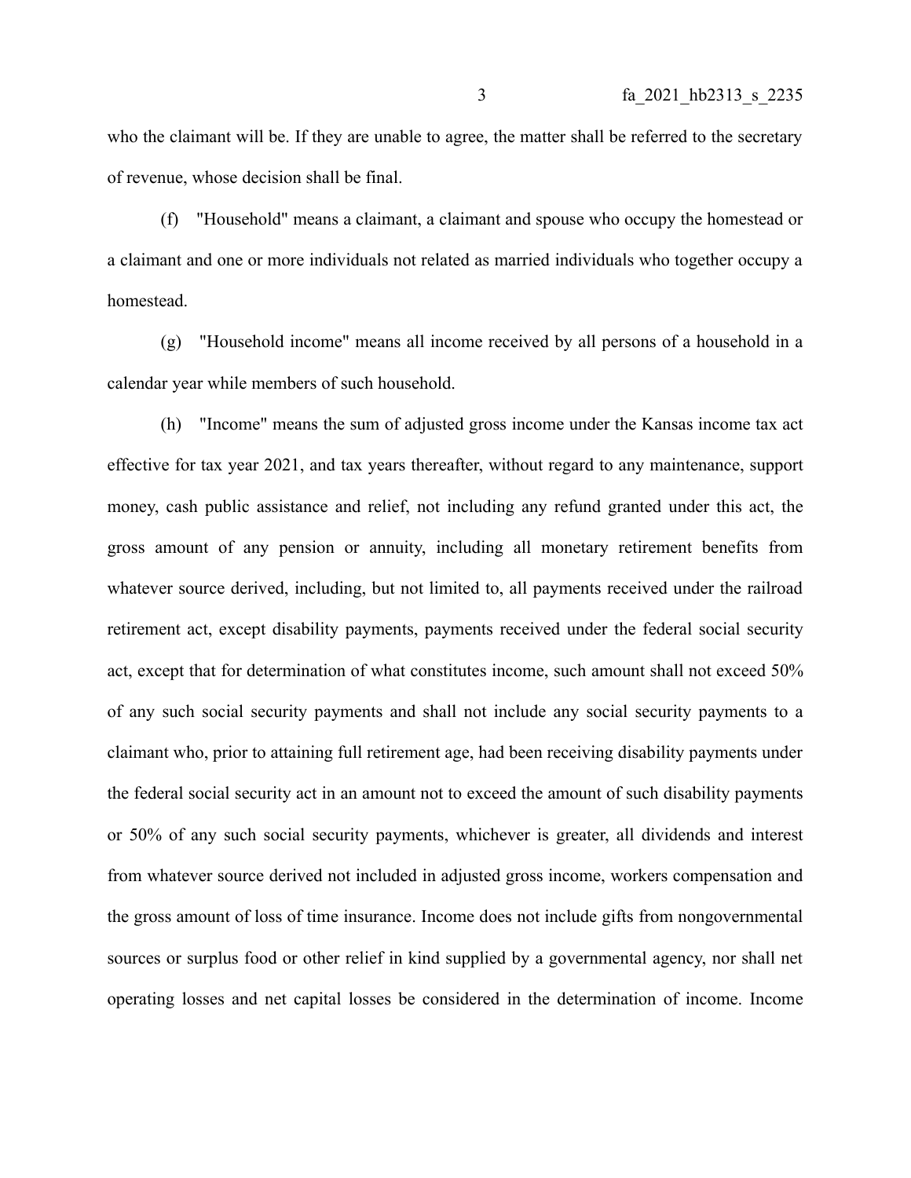who the claimant will be. If they are unable to agree, the matter shall be referred to the secretary of revenue, whose decision shall be final.

(f) "Household" means a claimant, a claimant and spouse who occupy the homestead or a claimant and one or more individuals not related as married individuals who together occupy a homestead.

(g) "Household income" means all income received by all persons of a household in a calendar year while members of such household.

(h) "Income" means the sum of adjusted gross income under the Kansas income tax act effective for tax year 2021, and tax years thereafter, without regard to any maintenance, support money, cash public assistance and relief, not including any refund granted under this act, the gross amount of any pension or annuity, including all monetary retirement benefits from whatever source derived, including, but not limited to, all payments received under the railroad retirement act, except disability payments, payments received under the federal social security act, except that for determination of what constitutes income, such amount shall not exceed 50% of any such social security payments and shall not include any social security payments to a claimant who, prior to attaining full retirement age, had been receiving disability payments under the federal social security act in an amount not to exceed the amount of such disability payments or 50% of any such social security payments, whichever is greater, all dividends and interest from whatever source derived not included in adjusted gross income, workers compensation and the gross amount of loss of time insurance. Income does not include gifts from nongovernmental sources or surplus food or other relief in kind supplied by a governmental agency, nor shall net operating losses and net capital losses be considered in the determination of income. Income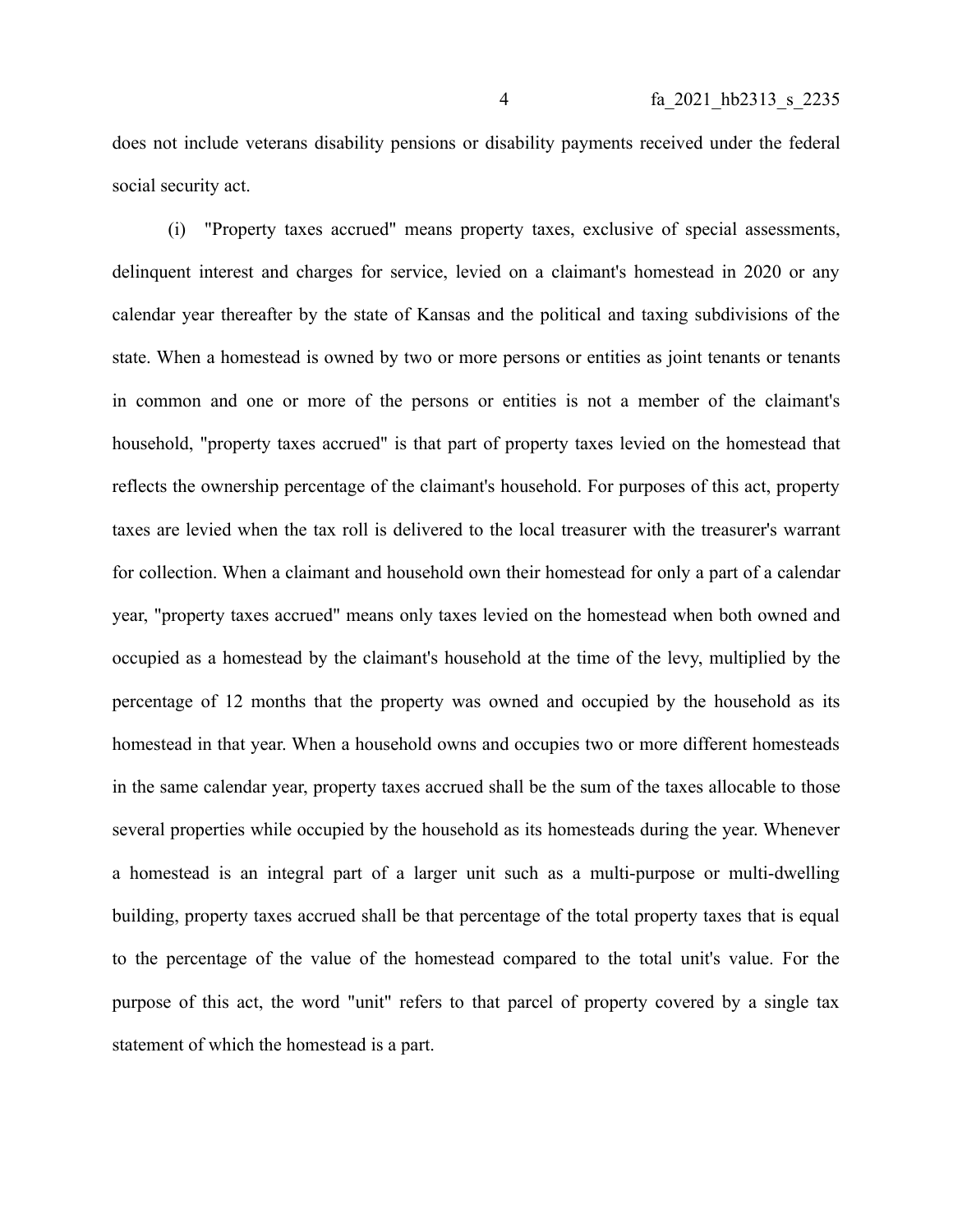does not include veterans disability pensions or disability payments received under the federal social security act.

(i) "Property taxes accrued" means property taxes, exclusive of special assessments, delinquent interest and charges for service, levied on a claimant's homestead in 2020 or any calendar year thereafter by the state of Kansas and the political and taxing subdivisions of the state. When a homestead is owned by two or more persons or entities as joint tenants or tenants in common and one or more of the persons or entities is not a member of the claimant's household, "property taxes accrued" is that part of property taxes levied on the homestead that reflects the ownership percentage of the claimant's household. For purposes of this act, property taxes are levied when the tax roll is delivered to the local treasurer with the treasurer's warrant for collection. When a claimant and household own their homestead for only a part of a calendar year, "property taxes accrued" means only taxes levied on the homestead when both owned and occupied as a homestead by the claimant's household at the time of the levy, multiplied by the percentage of 12 months that the property was owned and occupied by the household as its homestead in that year. When a household owns and occupies two or more different homesteads in the same calendar year, property taxes accrued shall be the sum of the taxes allocable to those several properties while occupied by the household as its homesteads during the year. Whenever a homestead is an integral part of a larger unit such as a multi-purpose or multi-dwelling building, property taxes accrued shall be that percentage of the total property taxes that is equal to the percentage of the value of the homestead compared to the total unit's value. For the purpose of this act, the word "unit" refers to that parcel of property covered by a single tax statement of which the homestead is a part.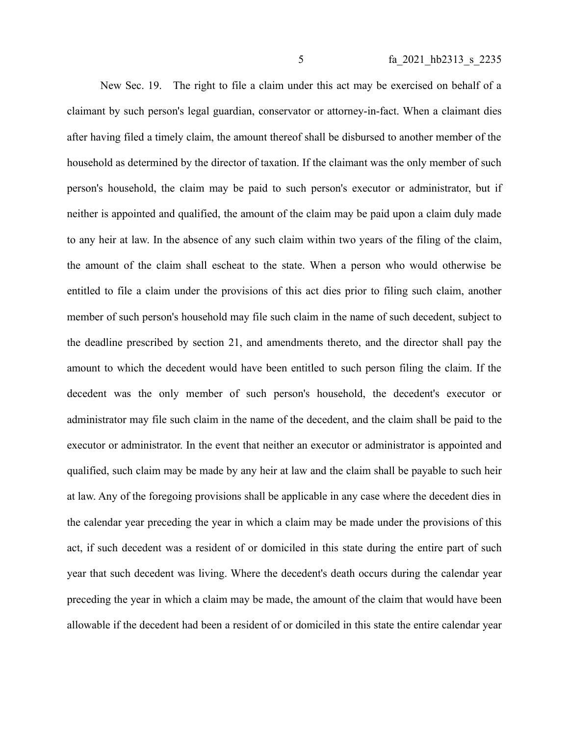New Sec. 19. The right to file a claim under this act may be exercised on behalf of a claimant by such person's legal guardian, conservator or attorney-in-fact. When a claimant dies after having filed a timely claim, the amount thereof shall be disbursed to another member of the household as determined by the director of taxation. If the claimant was the only member of such person's household, the claim may be paid to such person's executor or administrator, but if neither is appointed and qualified, the amount of the claim may be paid upon a claim duly made to any heir at law. In the absence of any such claim within two years of the filing of the claim, the amount of the claim shall escheat to the state. When a person who would otherwise be entitled to file a claim under the provisions of this act dies prior to filing such claim, another member of such person's household may file such claim in the name of such decedent, subject to the deadline prescribed by section 21, and amendments thereto, and the director shall pay the amount to which the decedent would have been entitled to such person filing the claim. If the decedent was the only member of such person's household, the decedent's executor or administrator may file such claim in the name of the decedent, and the claim shall be paid to the executor or administrator. In the event that neither an executor or administrator is appointed and qualified, such claim may be made by any heir at law and the claim shall be payable to such heir at law. Any of the foregoing provisions shall be applicable in any case where the decedent dies in the calendar year preceding the year in which a claim may be made under the provisions of this act, if such decedent was a resident of or domiciled in this state during the entire part of such year that such decedent was living. Where the decedent's death occurs during the calendar year preceding the year in which a claim may be made, the amount of the claim that would have been allowable if the decedent had been a resident of or domiciled in this state the entire calendar year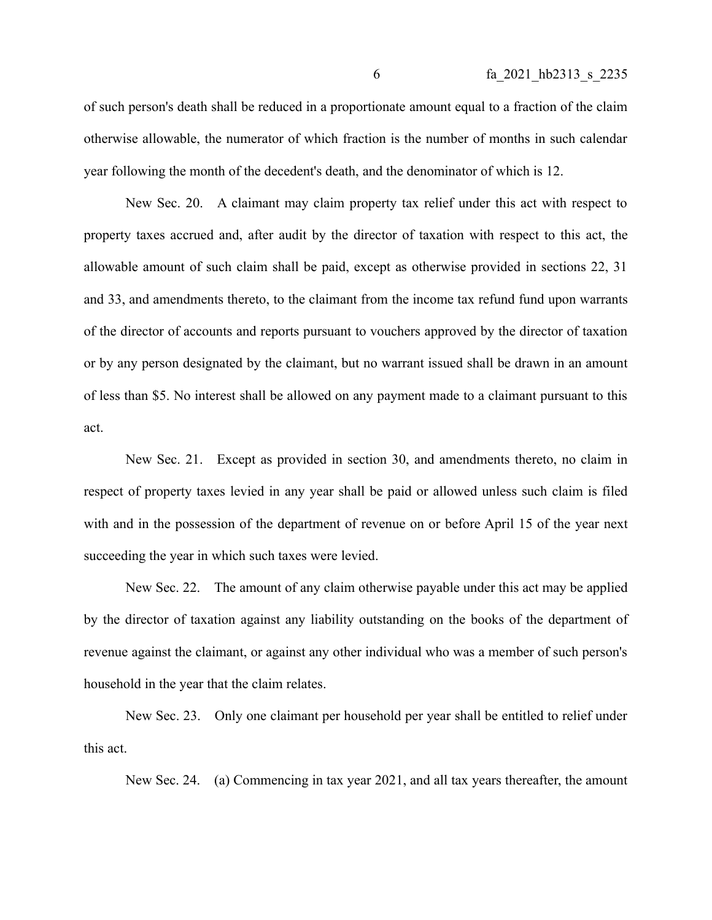of such person's death shall be reduced in a proportionate amount equal to a fraction of the claim otherwise allowable, the numerator of which fraction is the number of months in such calendar year following the month of the decedent's death, and the denominator of which is 12.

New Sec. 20. A claimant may claim property tax relief under this act with respect to property taxes accrued and, after audit by the director of taxation with respect to this act, the allowable amount of such claim shall be paid, except as otherwise provided in sections 22, 31 and 33, and amendments thereto, to the claimant from the income tax refund fund upon warrants of the director of accounts and reports pursuant to vouchers approved by the director of taxation or by any person designated by the claimant, but no warrant issued shall be drawn in an amount of less than $5. No interest shall be allowed on any payment made to a claimant pursuant to this act.

New Sec. 21. Except as provided in section 30, and amendments thereto, no claim in respect of property taxes levied in any year shall be paid or allowed unless such claim is filed with and in the possession of the department of revenue on or before April 15 of the year next succeeding the year in which such taxes were levied.

New Sec. 22. The amount of any claim otherwise payable under this act may be applied by the director of taxation against any liability outstanding on the books of the department of revenue against the claimant, or against any other individual who was a member of such person's household in the year that the claim relates.

New Sec. 23. Only one claimant per household per year shall be entitled to relief under this act.

New Sec. 24. (a) Commencing in tax year 2021, and all tax years thereafter, the amount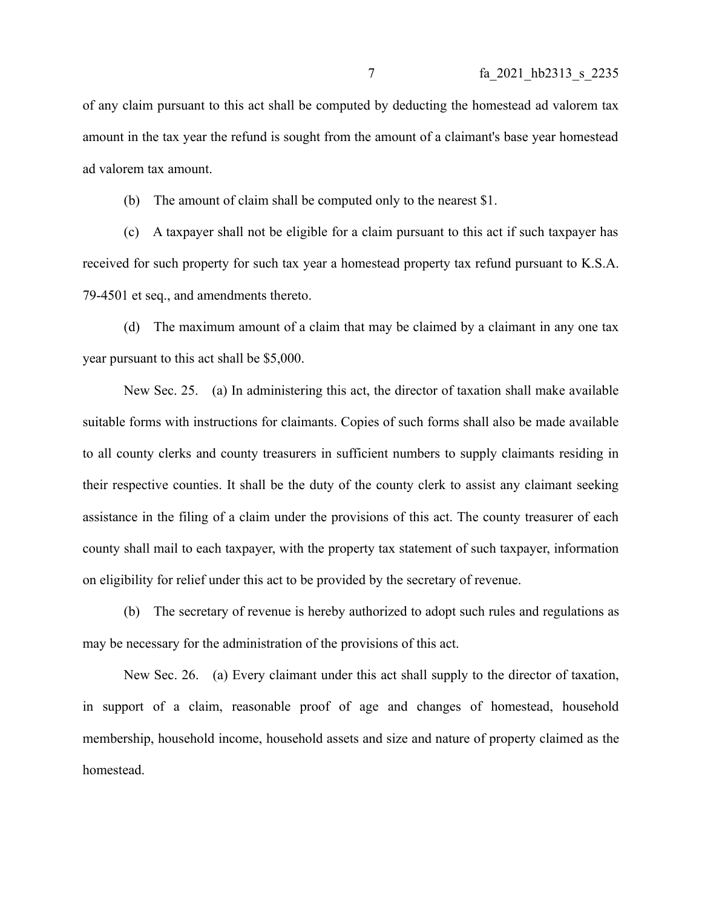of any claim pursuant to this act shall be computed by deducting the homestead ad valorem tax amount in the tax year the refund is sought from the amount of a claimant's base year homestead ad valorem tax amount.

(b) The amount of claim shall be computed only to the nearest $1.

(c) A taxpayer shall not be eligible for a claim pursuant to this act if such taxpayer has received for such property for such tax year a homestead property tax refund pursuant to K.S.A. 79-4501 et seq., and amendments thereto.

(d) The maximum amount of a claim that may be claimed by a claimant in any one tax year pursuant to this act shall be $5,000.

New Sec. 25. (a) In administering this act, the director of taxation shall make available suitable forms with instructions for claimants. Copies of such forms shall also be made available to all county clerks and county treasurers in sufficient numbers to supply claimants residing in their respective counties. It shall be the duty of the county clerk to assist any claimant seeking assistance in the filing of a claim under the provisions of this act. The county treasurer of each county shall mail to each taxpayer, with the property tax statement of such taxpayer, information on eligibility for relief under this act to be provided by the secretary of revenue.

(b) The secretary of revenue is hereby authorized to adopt such rules and regulations as may be necessary for the administration of the provisions of this act.

New Sec. 26. (a) Every claimant under this act shall supply to the director of taxation, in support of a claim, reasonable proof of age and changes of homestead, household membership, household income, household assets and size and nature of property claimed as the homestead.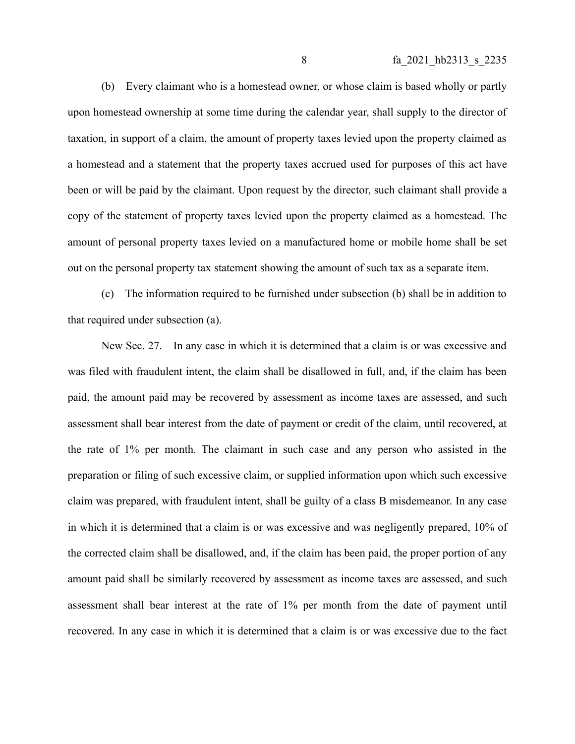(b) Every claimant who is a homestead owner, or whose claim is based wholly or partly upon homestead ownership at some time during the calendar year, shall supply to the director of taxation, in support of a claim, the amount of property taxes levied upon the property claimed as a homestead and a statement that the property taxes accrued used for purposes of this act have been or will be paid by the claimant. Upon request by the director, such claimant shall provide a copy of the statement of property taxes levied upon the property claimed as a homestead. The amount of personal property taxes levied on a manufactured home or mobile home shall be set out on the personal property tax statement showing the amount of such tax as a separate item.

(c) The information required to be furnished under subsection (b) shall be in addition to that required under subsection (a).

New Sec. 27. In any case in which it is determined that a claim is or was excessive and was filed with fraudulent intent, the claim shall be disallowed in full, and, if the claim has been paid, the amount paid may be recovered by assessment as income taxes are assessed, and such assessment shall bear interest from the date of payment or credit of the claim, until recovered, at the rate of 1% per month. The claimant in such case and any person who assisted in the preparation or filing of such excessive claim, or supplied information upon which such excessive claim was prepared, with fraudulent intent, shall be guilty of a class B misdemeanor. In any case in which it is determined that a claim is or was excessive and was negligently prepared, 10% of the corrected claim shall be disallowed, and, if the claim has been paid, the proper portion of any amount paid shall be similarly recovered by assessment as income taxes are assessed, and such assessment shall bear interest at the rate of 1% per month from the date of payment until recovered. In any case in which it is determined that a claim is or was excessive due to the fact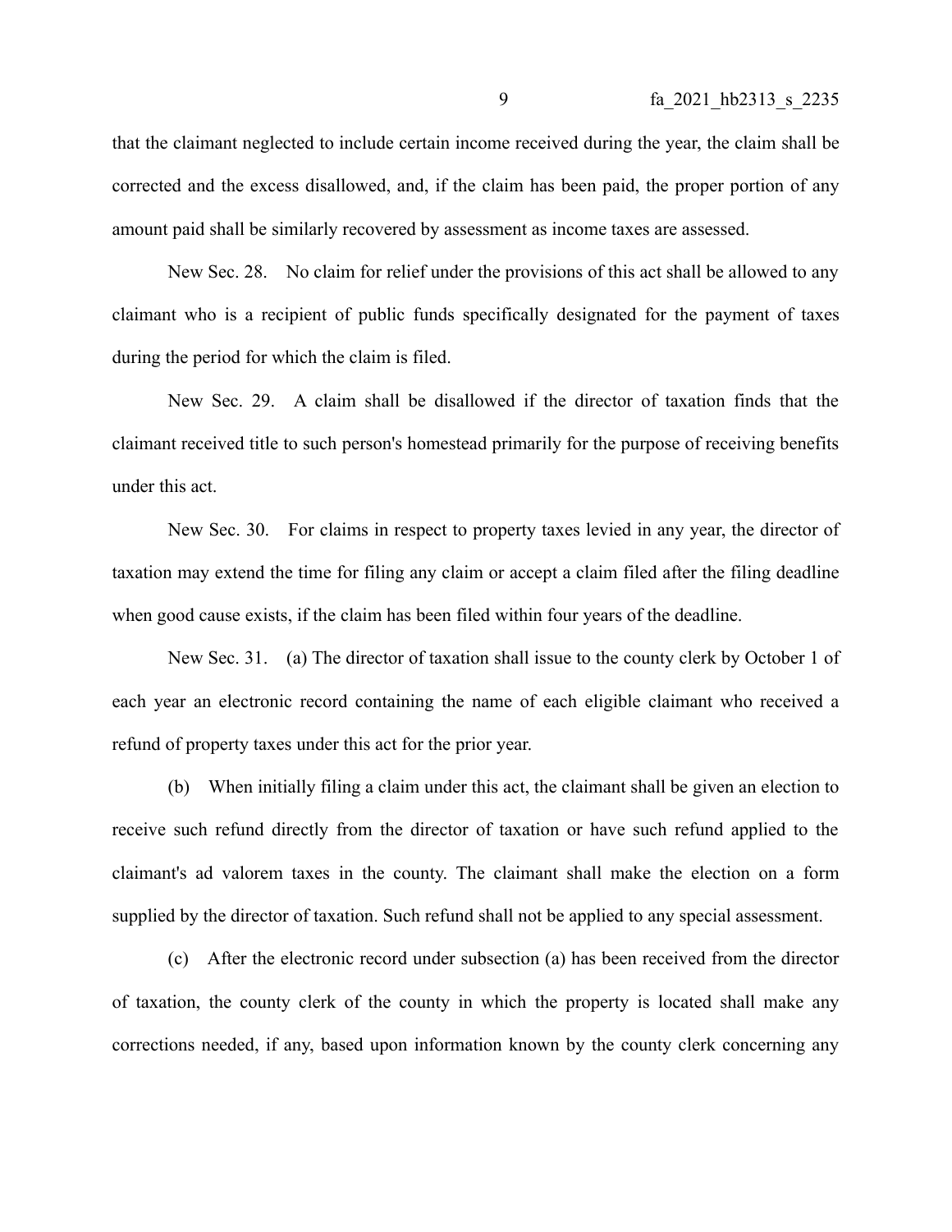that the claimant neglected to include certain income received during the year, the claim shall be corrected and the excess disallowed, and, if the claim has been paid, the proper portion of any amount paid shall be similarly recovered by assessment as income taxes are assessed.

New Sec. 28. No claim for relief under the provisions of this act shall be allowed to any claimant who is a recipient of public funds specifically designated for the payment of taxes during the period for which the claim is filed.

New Sec. 29. A claim shall be disallowed if the director of taxation finds that the claimant received title to such person's homestead primarily for the purpose of receiving benefits under this act.

New Sec. 30. For claims in respect to property taxes levied in any year, the director of taxation may extend the time for filing any claim or accept a claim filed after the filing deadline when good cause exists, if the claim has been filed within four years of the deadline.

New Sec. 31. (a) The director of taxation shall issue to the county clerk by October 1 of each year an electronic record containing the name of each eligible claimant who received a refund of property taxes under this act for the prior year.

(b) When initially filing a claim under this act, the claimant shall be given an election to receive such refund directly from the director of taxation or have such refund applied to the claimant's ad valorem taxes in the county. The claimant shall make the election on a form supplied by the director of taxation. Such refund shall not be applied to any special assessment.

(c) After the electronic record under subsection (a) has been received from the director of taxation, the county clerk of the county in which the property is located shall make any corrections needed, if any, based upon information known by the county clerk concerning any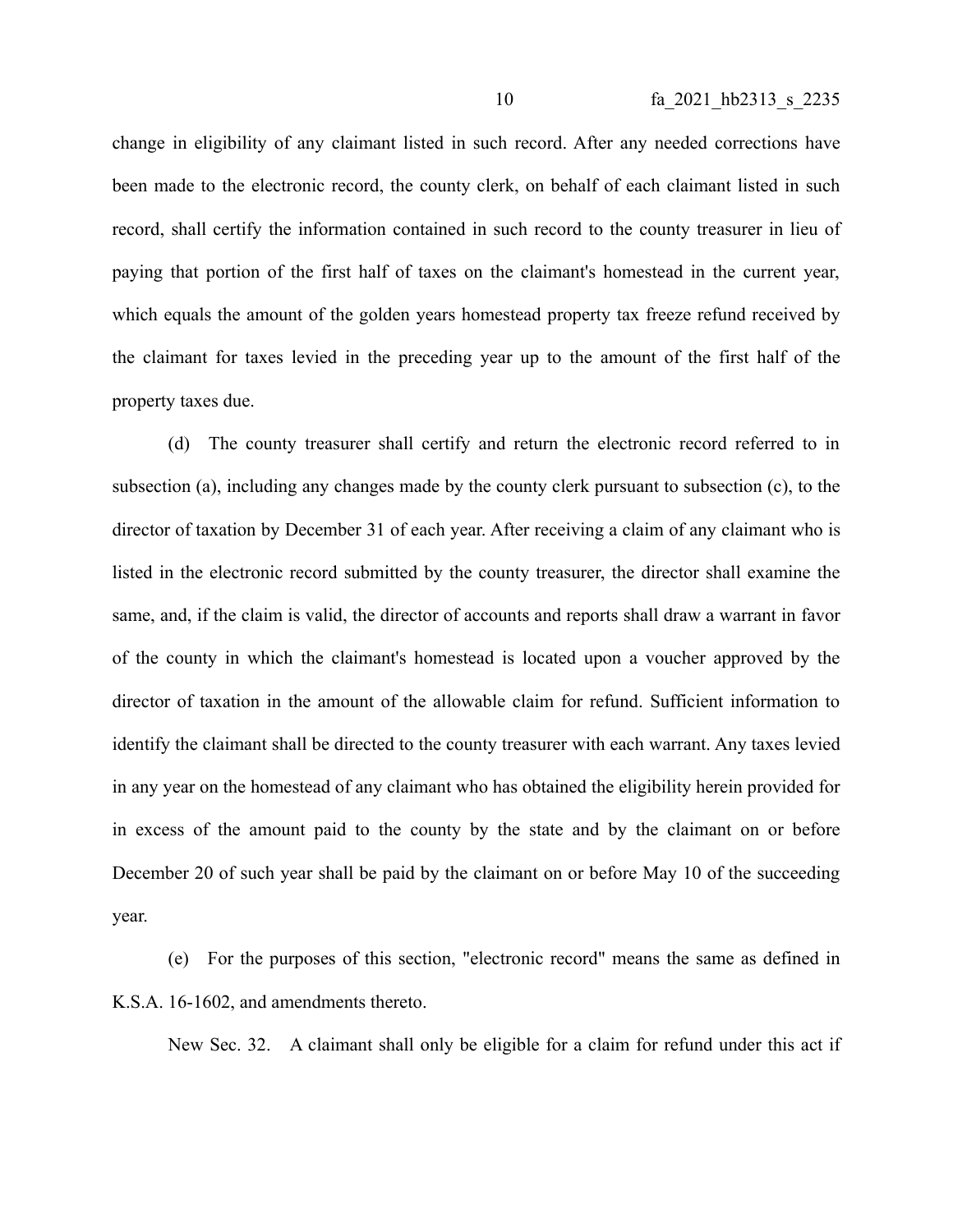change in eligibility of any claimant listed in such record. After any needed corrections have been made to the electronic record, the county clerk, on behalf of each claimant listed in such record, shall certify the information contained in such record to the county treasurer in lieu of paying that portion of the first half of taxes on the claimant's homestead in the current year, which equals the amount of the golden years homestead property tax freeze refund received by the claimant for taxes levied in the preceding year up to the amount of the first half of the property taxes due.

(d) The county treasurer shall certify and return the electronic record referred to in subsection (a), including any changes made by the county clerk pursuant to subsection (c), to the director of taxation by December 31 of each year. After receiving a claim of any claimant who is listed in the electronic record submitted by the county treasurer, the director shall examine the same, and, if the claim is valid, the director of accounts and reports shall draw a warrant in favor of the county in which the claimant's homestead is located upon a voucher approved by the director of taxation in the amount of the allowable claim for refund. Sufficient information to identify the claimant shall be directed to the county treasurer with each warrant. Any taxes levied in any year on the homestead of any claimant who has obtained the eligibility herein provided for in excess of the amount paid to the county by the state and by the claimant on or before December 20 of such year shall be paid by the claimant on or before May 10 of the succeeding year.

(e) For the purposes of this section, "electronic record" means the same as defined in K.S.A. 16-1602, and amendments thereto.

New Sec. 32. A claimant shall only be eligible for a claim for refund under this act if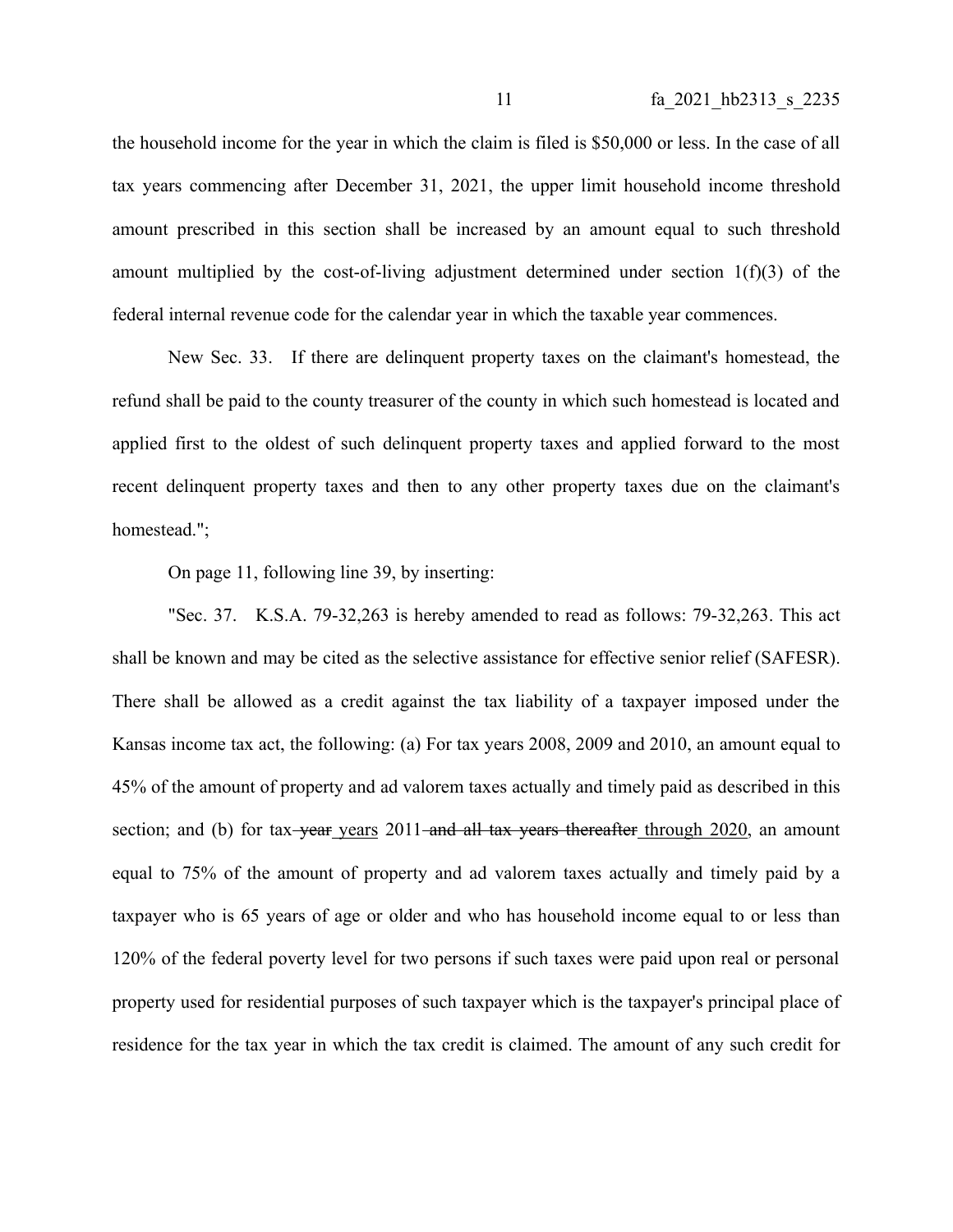the household income for the year in which the claim is filed is $50,000 or less. In the case of all tax years commencing after December 31, 2021, the upper limit household income threshold amount prescribed in this section shall be increased by an amount equal to such threshold amount multiplied by the cost-of-living adjustment determined under section 1(f)(3) of the federal internal revenue code for the calendar year in which the taxable year commences.

New Sec. 33. If there are delinquent property taxes on the claimant's homestead, the refund shall be paid to the county treasurer of the county in which such homestead is located and applied first to the oldest of such delinquent property taxes and applied forward to the most recent delinquent property taxes and then to any other property taxes due on the claimant's homestead.";

On page 11, following line 39, by inserting:

"Sec. 37. K.S.A. 79-32,263 is hereby amended to read as follows: 79-32,263. This act shall be known and may be cited as the selective assistance for effective senior relief (SAFESR). There shall be allowed as a credit against the tax liability of a taxpayer imposed under the Kansas income tax act, the following: (a) For tax years 2008, 2009 and 2010, an amount equal to 45% of the amount of property and ad valorem taxes actually and timely paid as described in this section; and (b) for tax ~~year~~ <u>years</u> 2011 ~~and all tax years thereafter~~ <u>through 2020</u>, an amount equal to 75% of the amount of property and ad valorem taxes actually and timely paid by a taxpayer who is 65 years of age or older and who has household income equal to or less than 120% of the federal poverty level for two persons if such taxes were paid upon real or personal property used for residential purposes of such taxpayer which is the taxpayer's principal place of residence for the tax year in which the tax credit is claimed. The amount of any such credit for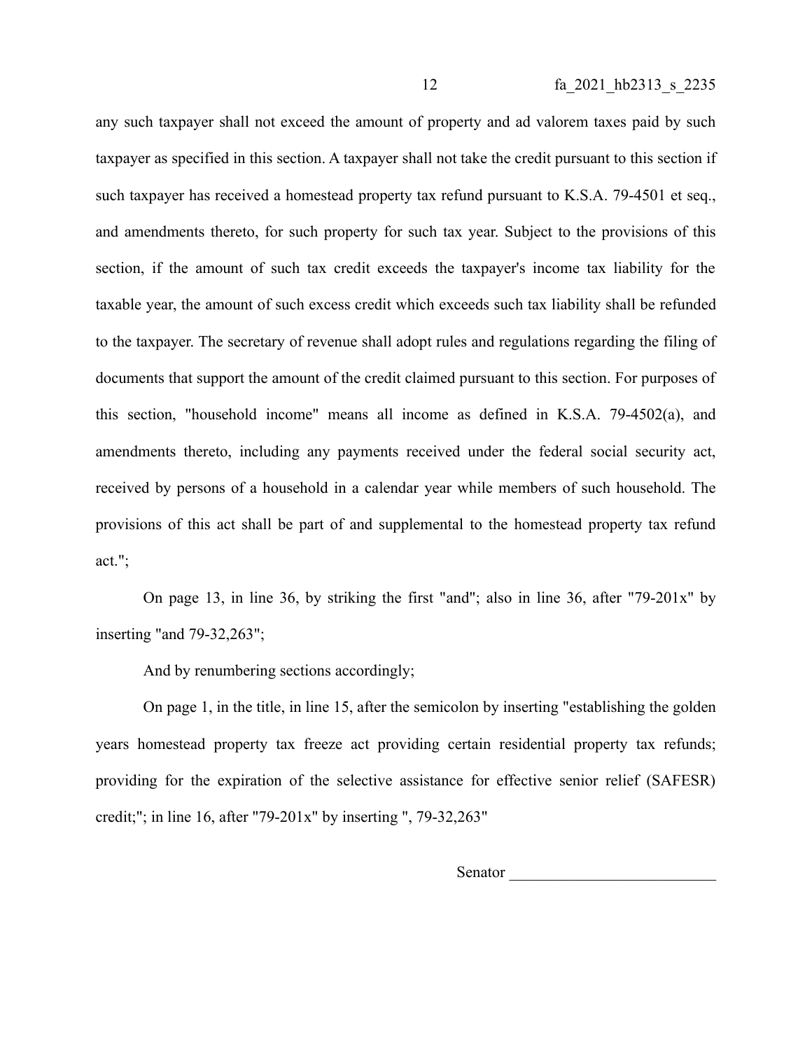any such taxpayer shall not exceed the amount of property and ad valorem taxes paid by such taxpayer as specified in this section. A taxpayer shall not take the credit pursuant to this section if such taxpayer has received a homestead property tax refund pursuant to K.S.A. 79-4501 et seq., and amendments thereto, for such property for such tax year. Subject to the provisions of this section, if the amount of such tax credit exceeds the taxpayer's income tax liability for the taxable year, the amount of such excess credit which exceeds such tax liability shall be refunded to the taxpayer. The secretary of revenue shall adopt rules and regulations regarding the filing of documents that support the amount of the credit claimed pursuant to this section. For purposes of this section, "household income" means all income as defined in K.S.A. 79-4502(a), and amendments thereto, including any payments received under the federal social security act, received by persons of a household in a calendar year while members of such household. The provisions of this act shall be part of and supplemental to the homestead property tax refund act.";

On page 13, in line 36, by striking the first "and"; also in line 36, after "79-201x" by inserting "and 79-32,263";

And by renumbering sections accordingly;

On page 1, in the title, in line 15, after the semicolon by inserting "establishing the golden years homestead property tax freeze act providing certain residential property tax refunds; providing for the expiration of the selective assistance for effective senior relief (SAFESR) credit;"; in line 16, after "79-201x" by inserting ", 79-32,263"

Senator ___________________________